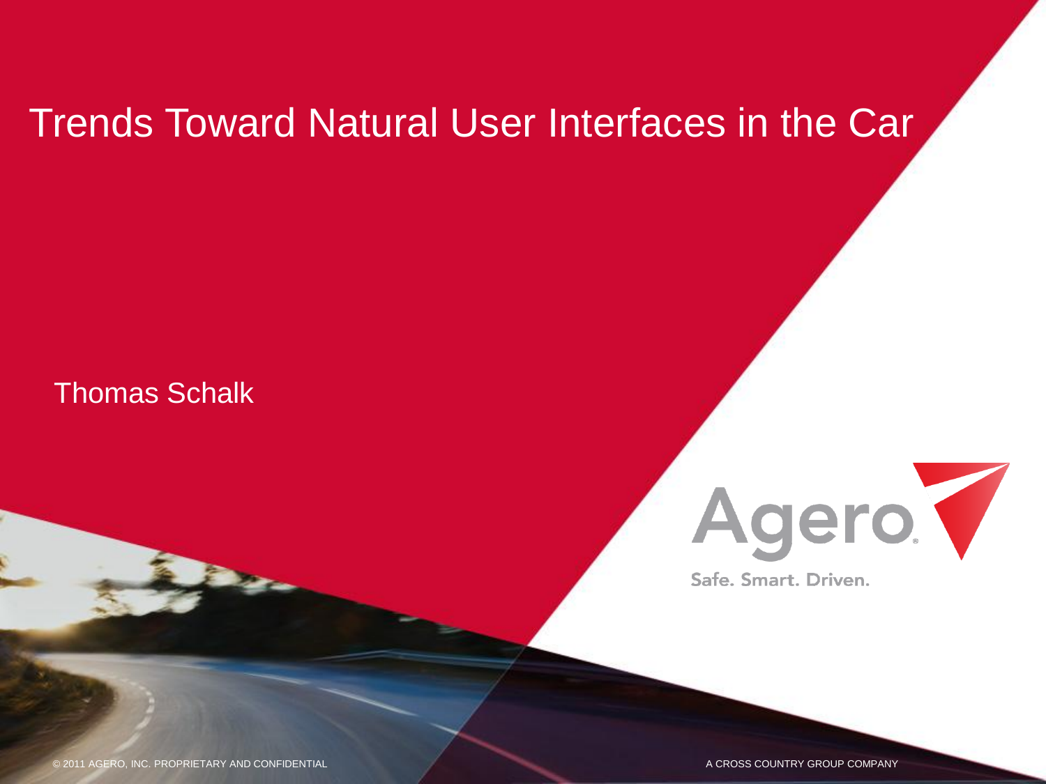# Trends Toward Natural User Interfaces in the Car

Thomas Schalk

Agero

Safe. Smart. Driven.

© 2011 AGERO, INC. PROPRIETARY AND CONFIDENTIAL

A CROSS COUNTRY GROUP COMPANY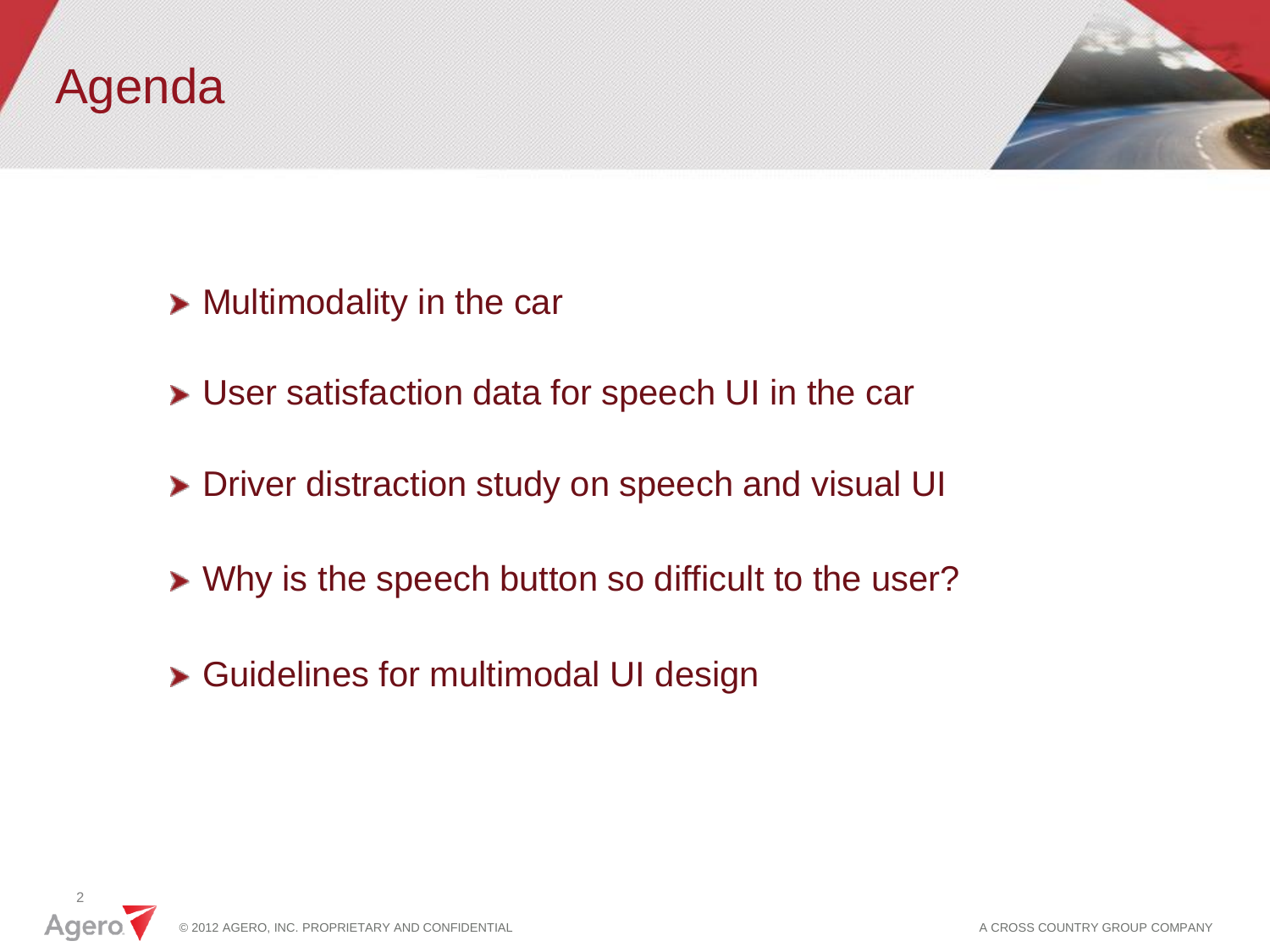# Agenda

- Multimodality in the car
- User satisfaction data for speech UI in the car
- Driver distraction study on speech and visual UI
- Why is the speech button so difficult to the user?
- Guidelines for multimodal UI design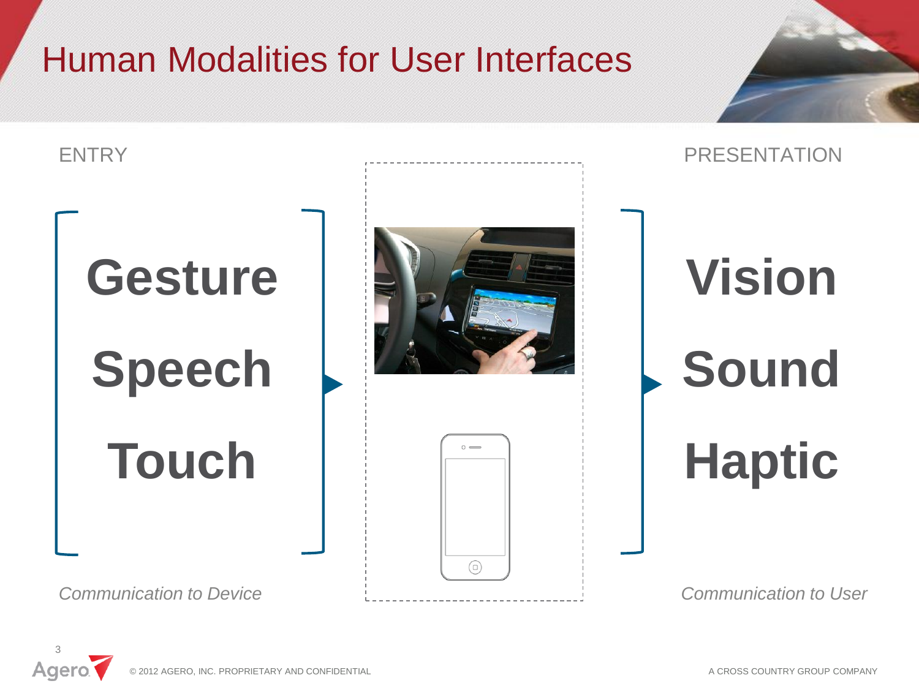# Human Modalities for User Interfaces

| ENTRY | PRESENTATION |
| --- | --- |
| **Gesture** | **Vision** |
| **Speech** | **Sound** |
| **Touch** | **Haptic** |
| *Communication to Device* | *Communication to User* |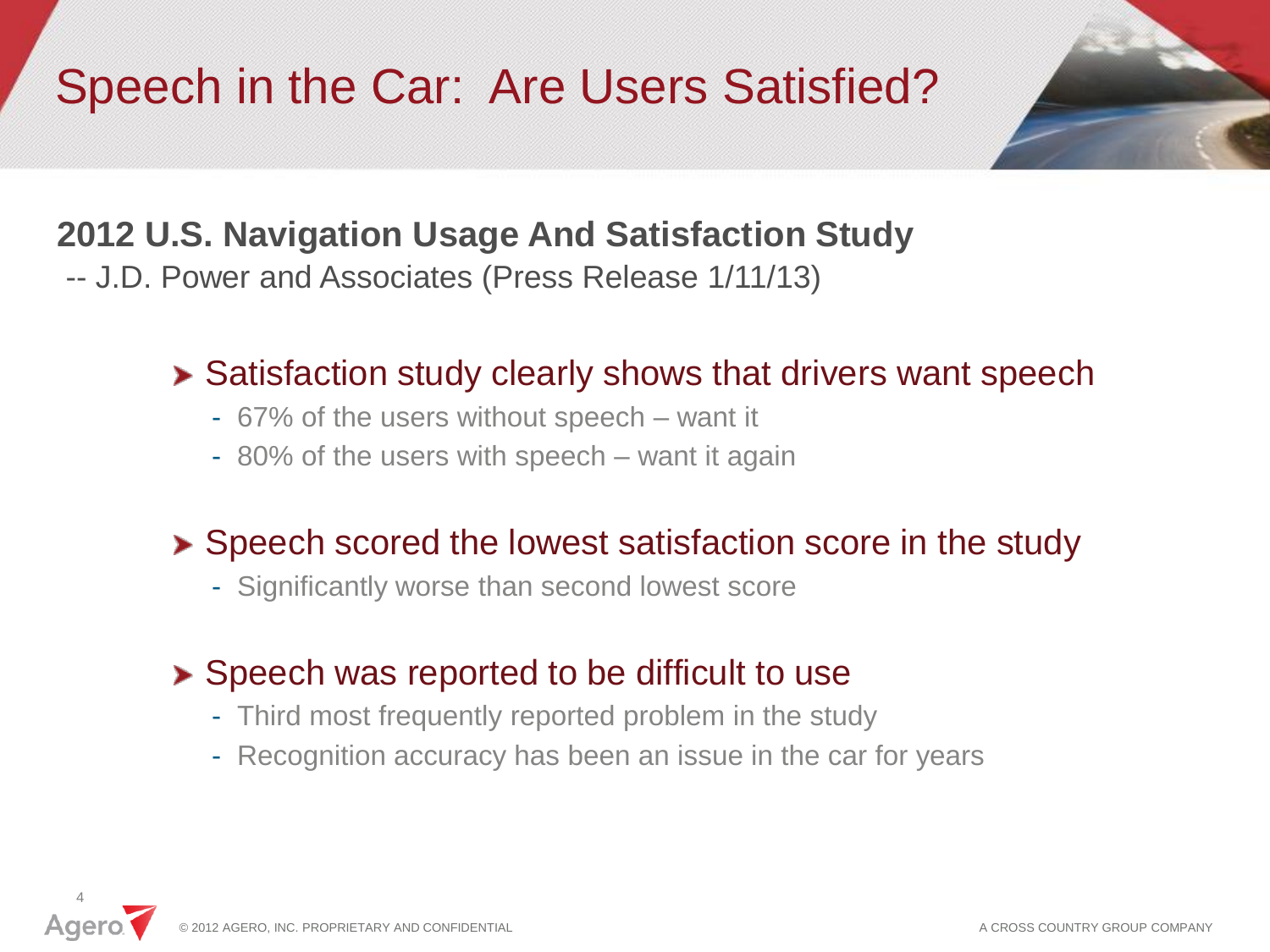# Speech in the Car: Are Users Satisfied?

**2012 U.S. Navigation Usage And Satisfaction Study**

-- J.D. Power and Associates (Press Release 1/11/13)

- Satisfaction study clearly shows that drivers want speech
  - 67% of the users without speech – want it
  - 80% of the users with speech – want it again
- Speech scored the lowest satisfaction score in the study
  - Significantly worse than second lowest score
- Speech was reported to be difficult to use
  - Third most frequently reported problem in the study
  - Recognition accuracy has been an issue in the car for years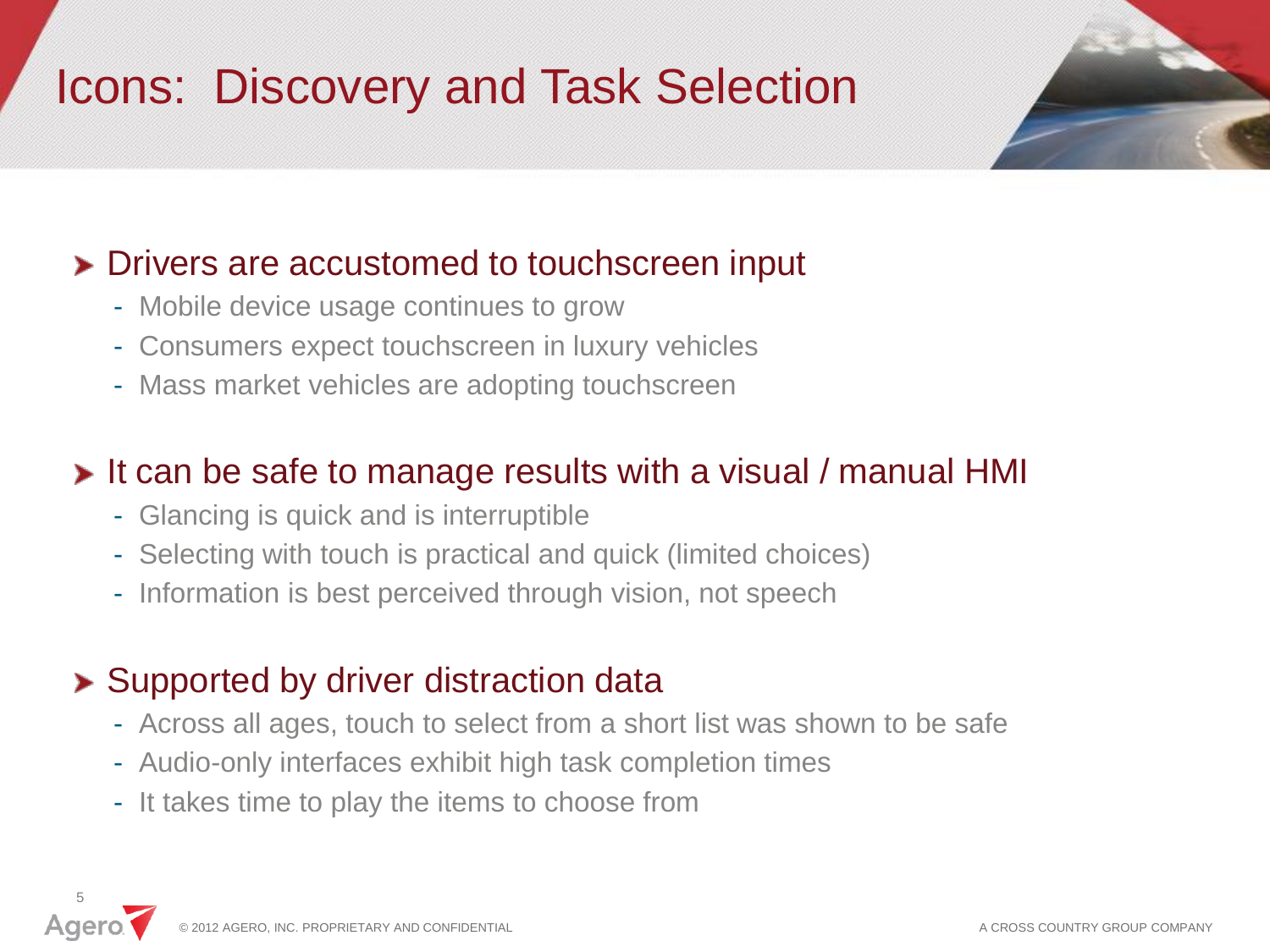# Icons: Discovery and Task Selection

- Drivers are accustomed to touchscreen input
  - Mobile device usage continues to grow
  - Consumers expect touchscreen in luxury vehicles
  - Mass market vehicles are adopting touchscreen
- It can be safe to manage results with a visual / manual HMI
  - Glancing is quick and is interruptible
  - Selecting with touch is practical and quick (limited choices)
  - Information is best perceived through vision, not speech
- Supported by driver distraction data
  - Across all ages, touch to select from a short list was shown to be safe
  - Audio-only interfaces exhibit high task completion times
  - It takes time to play the items to choose from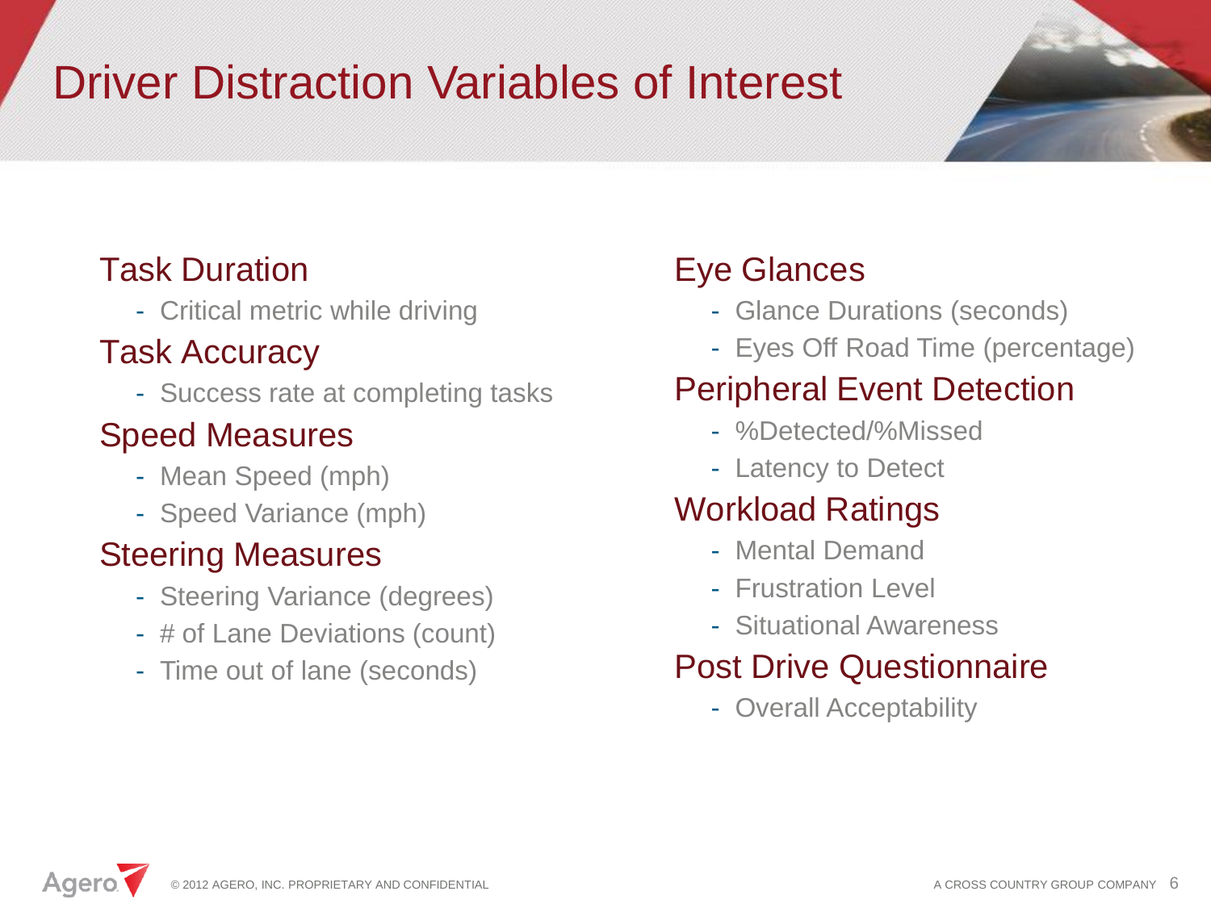# Driver Distraction Variables of Interest

## Task Duration

- Critical metric while driving

## Task Accuracy

- Success rate at completing tasks

## Speed Measures

- Mean Speed (mph)
- Speed Variance (mph)

## Steering Measures

- Steering Variance (degrees)
- # of Lane Deviations (count)
- Time out of lane (seconds)

## Eye Glances

- Glance Durations (seconds)
- Eyes Off Road Time (percentage)

## Peripheral Event Detection

- %Detected/%Missed
- Latency to Detect

## Workload Ratings

- Mental Demand
- Frustration Level
- Situational Awareness

## Post Drive Questionnaire

- Overall Acceptability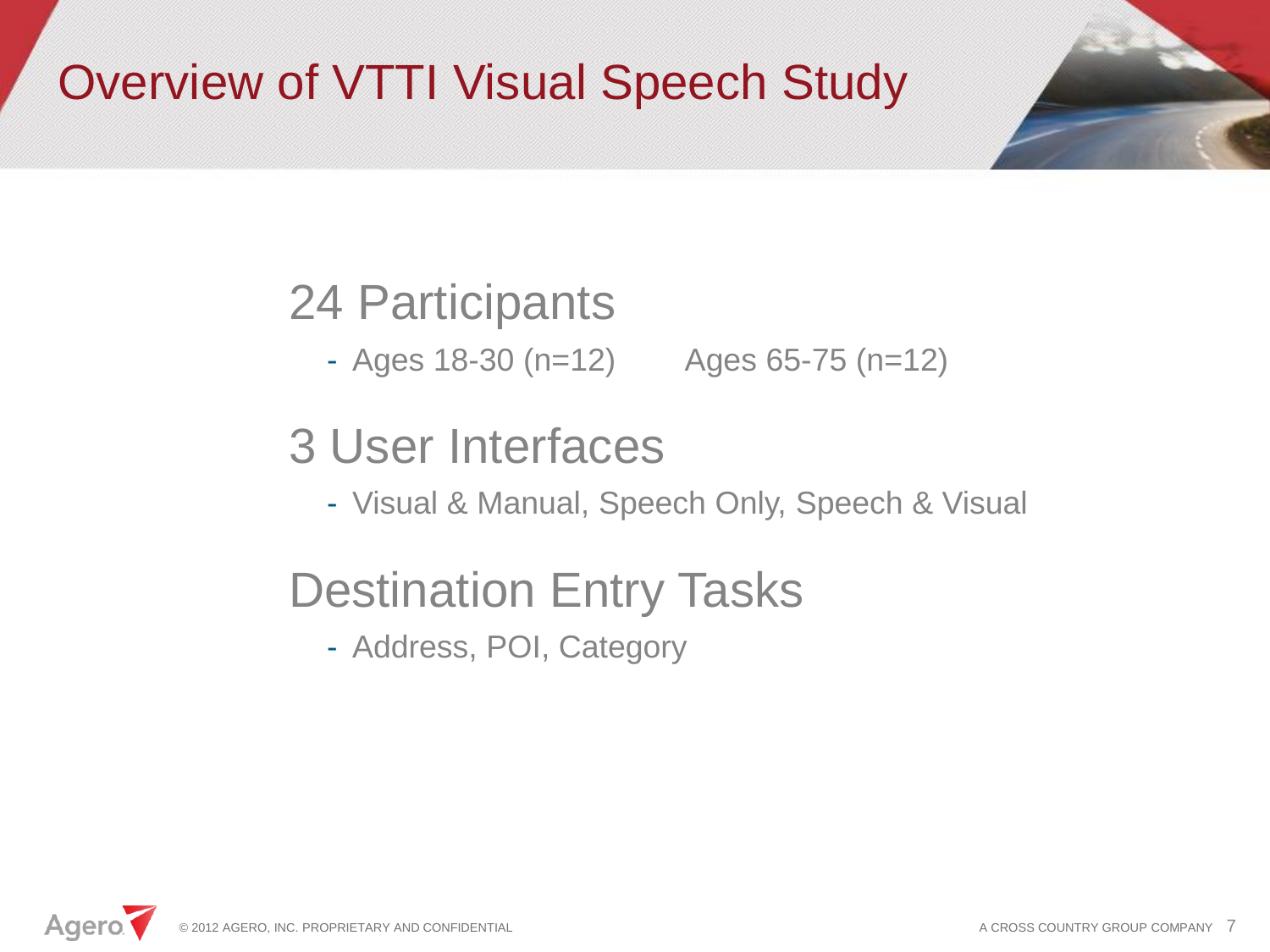# Overview of VTTI Visual Speech Study

## 24 Participants

- Ages 18-30 (n=12)  Ages 65-75 (n=12)

## 3 User Interfaces

- Visual & Manual, Speech Only, Speech & Visual

## Destination Entry Tasks

- Address, POI, Category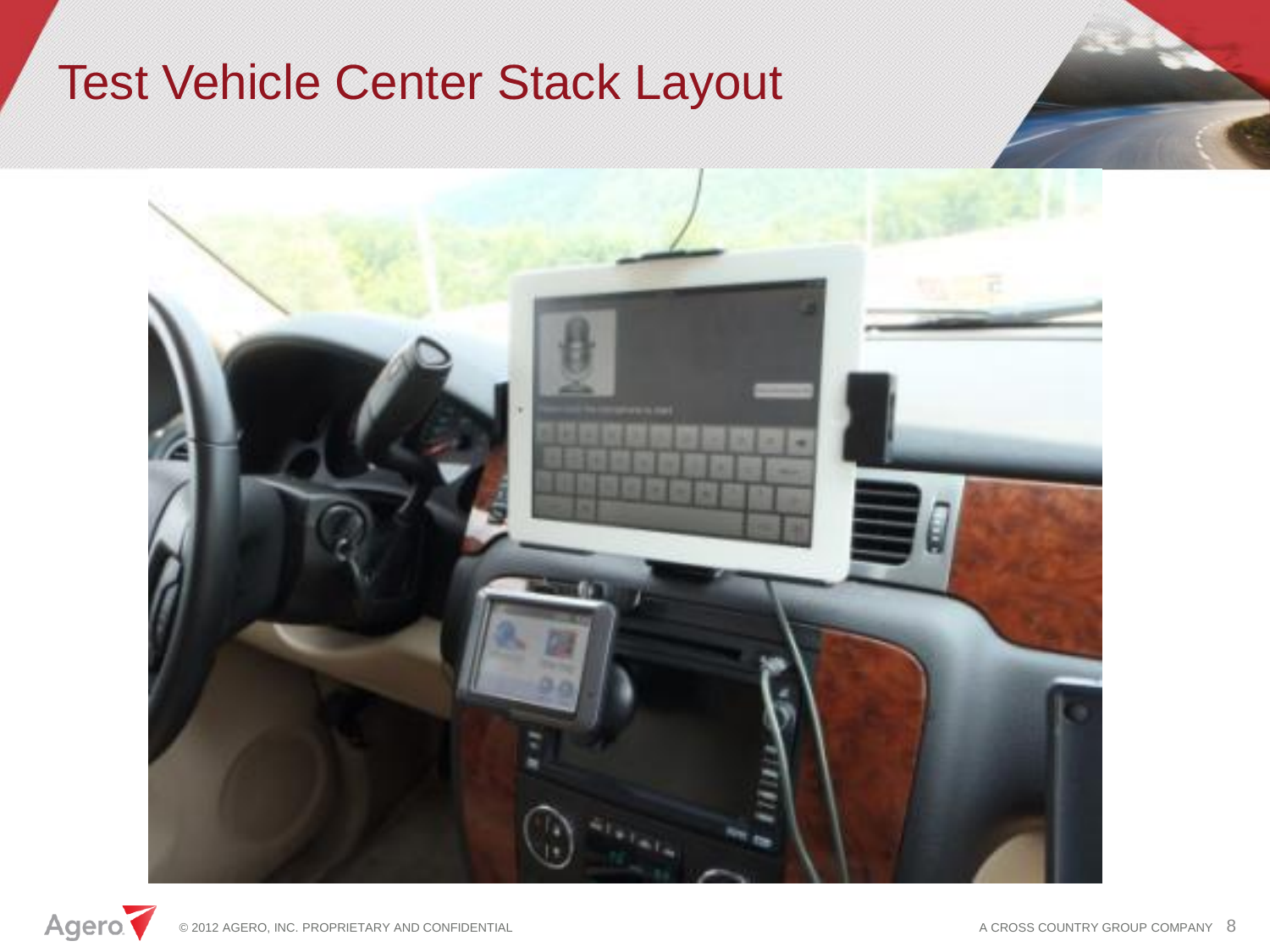# Test Vehicle Center Stack Layout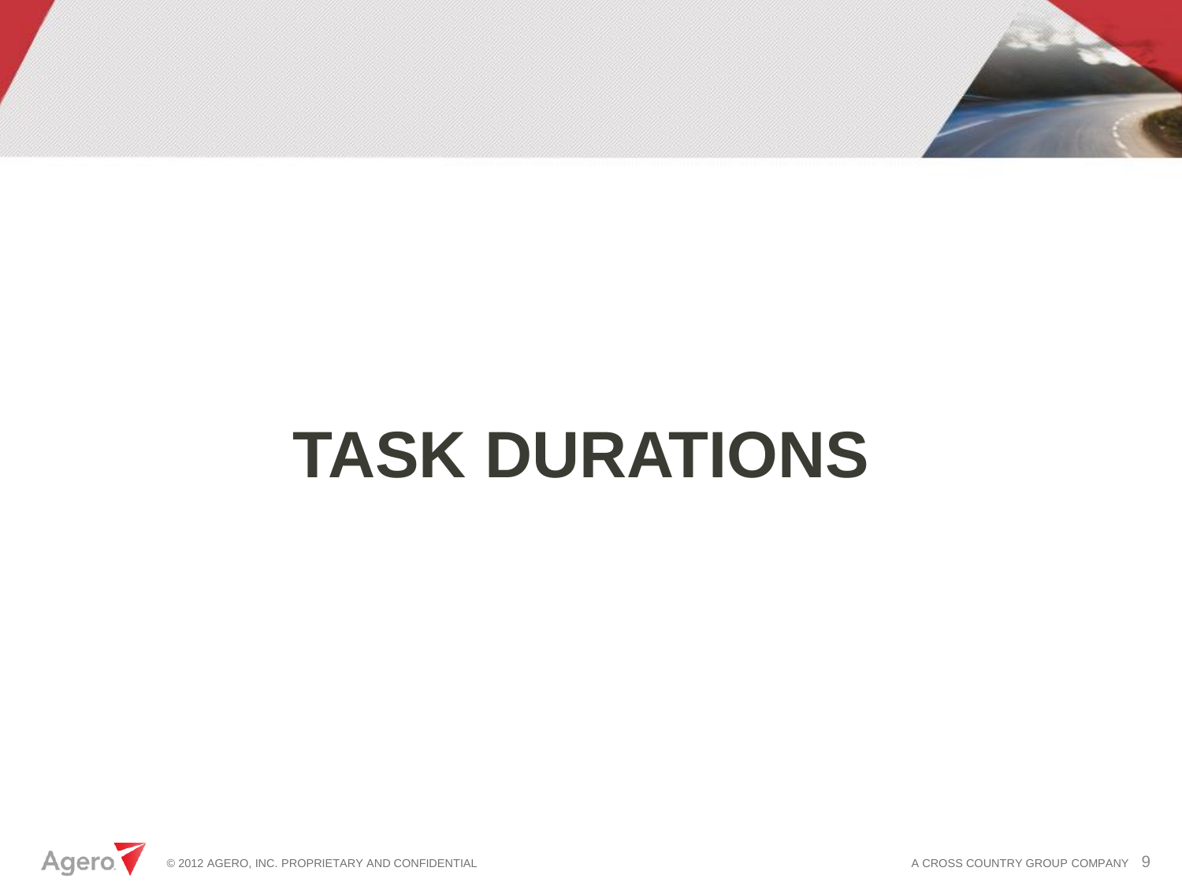# TASK DURATIONS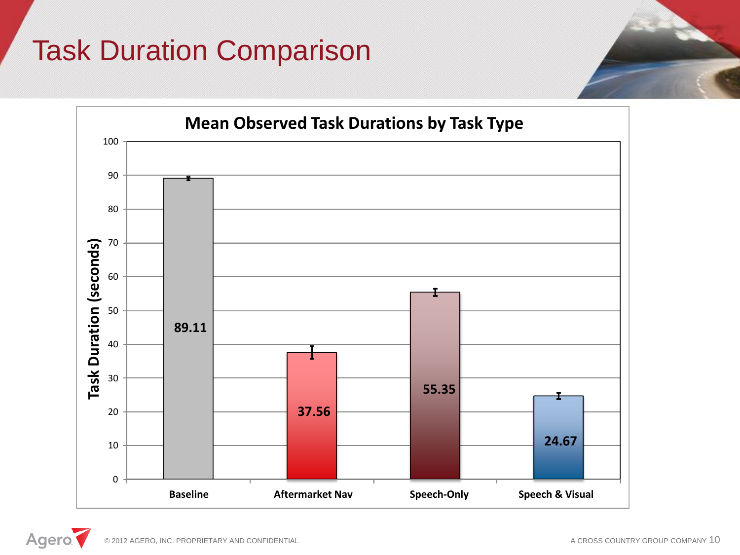# Task Duration Comparison

**Mean Observed Task Durations by Task Type**

| Task Type | Task Duration (seconds) |
| --- | --- |
| Baseline | 89.11 |
| Aftermarket Nav | 37.56 |
| Speech-Only | 55.35 |
| Speech & Visual | 24.67 |

© 2012 AGERO, INC. PROPRIETARY AND CONFIDENTIAL

A CROSS COUNTRY GROUP COMPANY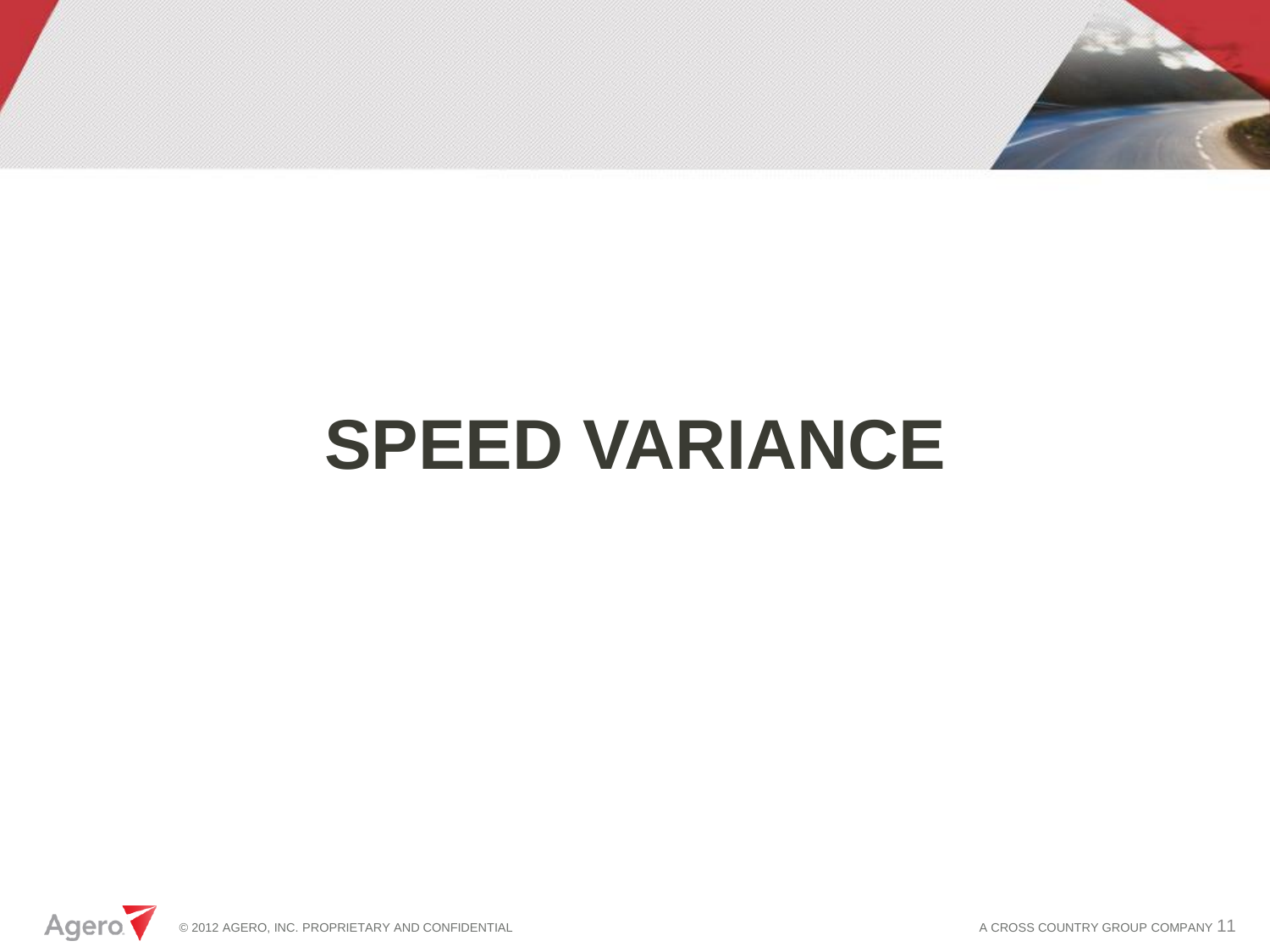# SPEED VARIANCE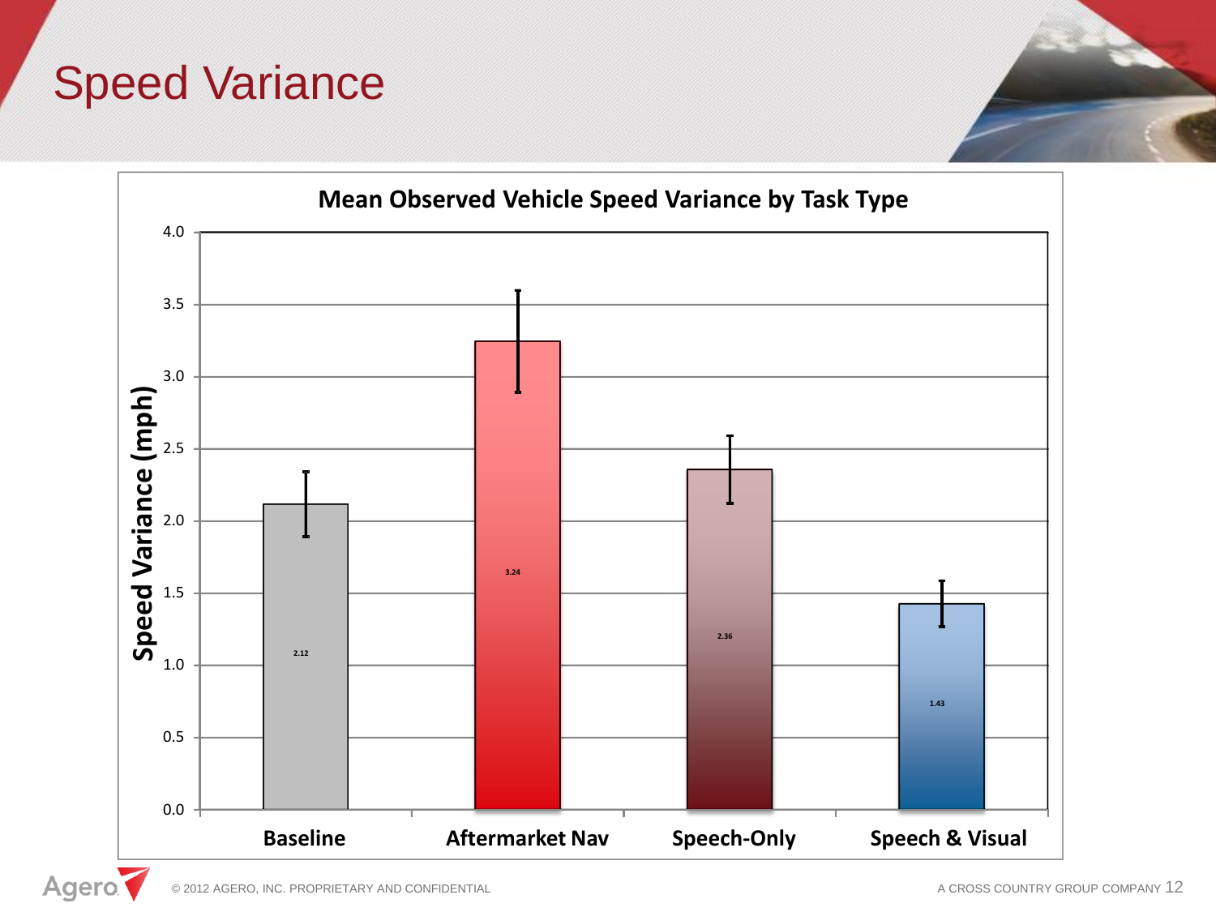# Speed Variance

**Mean Observed Vehicle Speed Variance by Task Type**

| Task Type | Speed Variance (mph) |
|---|---|
| Baseline | 2.12 |
| Aftermarket Nav | 3.24 |
| Speech-Only | 2.36 |
| Speech & Visual | 1.43 |

© 2012 AGERO, INC. PROPRIETARY AND CONFIDENTIAL

A CROSS COUNTRY GROUP COMPANY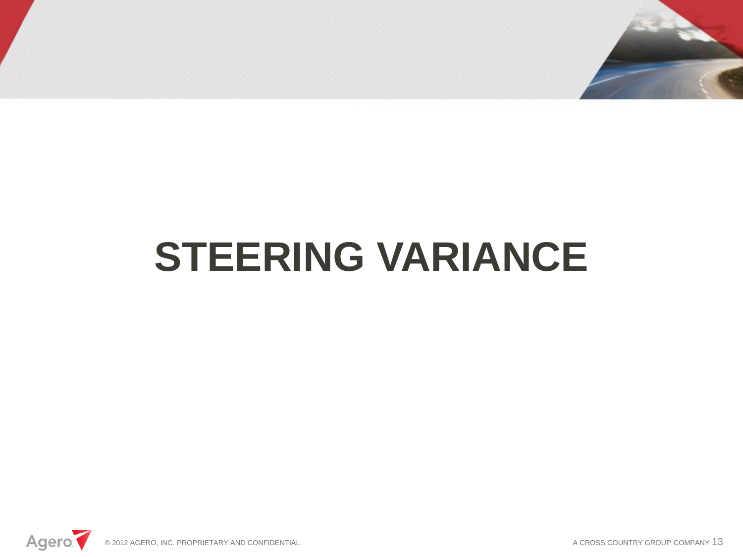# STEERING VARIANCE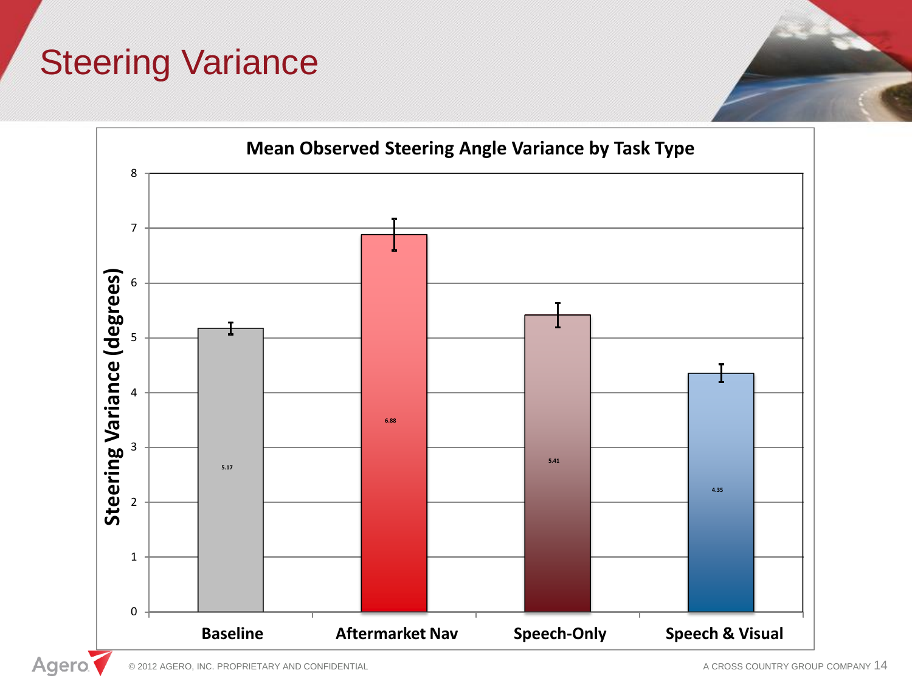# Steering Variance

## Mean Observed Steering Angle Variance by Task Type

| Task Type | Steering Variance (degrees) |
|---|---|
| Baseline | 5.17 |
| Aftermarket Nav | 6.88 |
| Speech-Only | 5.41 |
| Speech & Visual | 4.35 |

© 2012 AGERO, INC. PROPRIETARY AND CONFIDENTIAL

A CROSS COUNTRY GROUP COMPANY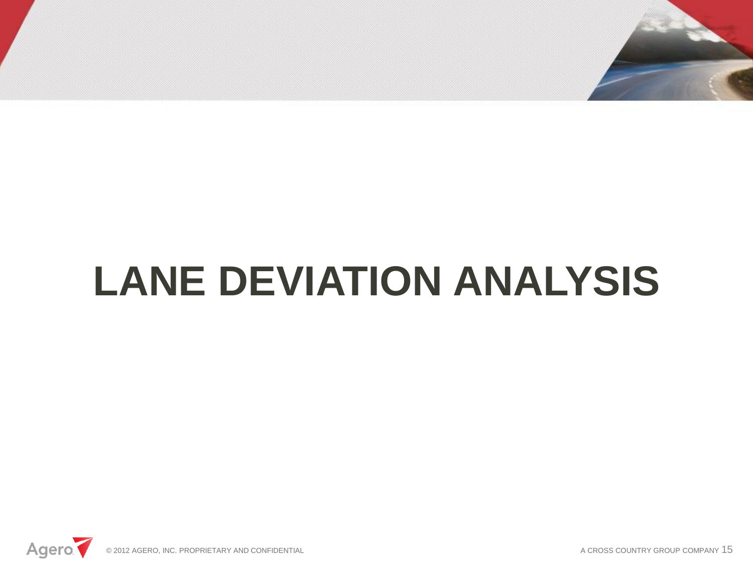# LANE DEVIATION ANALYSIS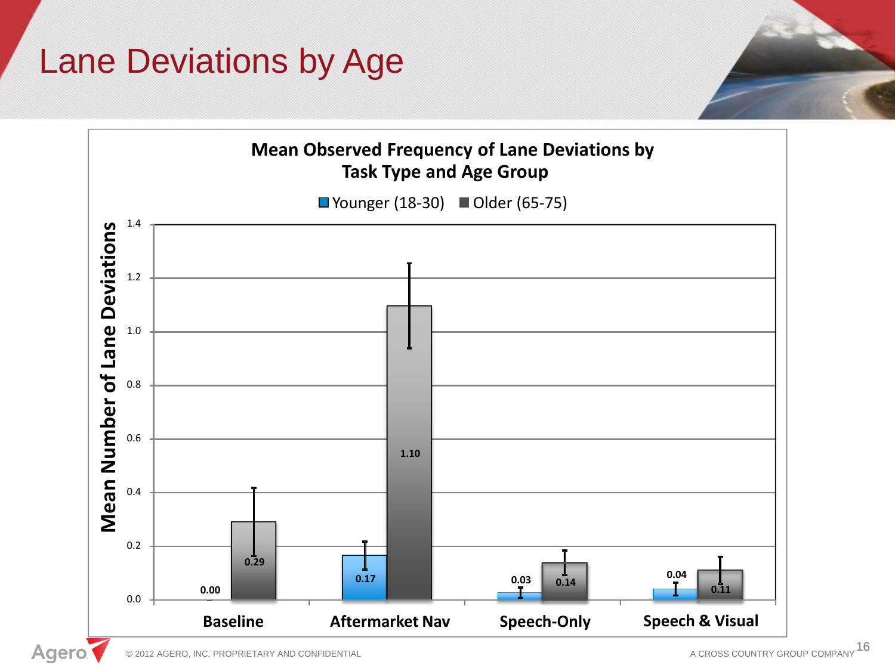# Lane Deviations by Age

**Mean Observed Frequency of Lane Deviations by Task Type and Age Group**

| Task Type | Younger (18-30) | Older (65-75) |
| --- | --- | --- |
| Baseline | 0.00 | 0.29 |
| Aftermarket Nav | 0.17 | 1.10 |
| Speech-Only | 0.03 | 0.14 |
| Speech & Visual | 0.04 | 0.11 |

Y-axis: Mean Number of Lane Deviations

© 2012 AGERO, INC. PROPRIETARY AND CONFIDENTIAL

A CROSS COUNTRY GROUP COMPANY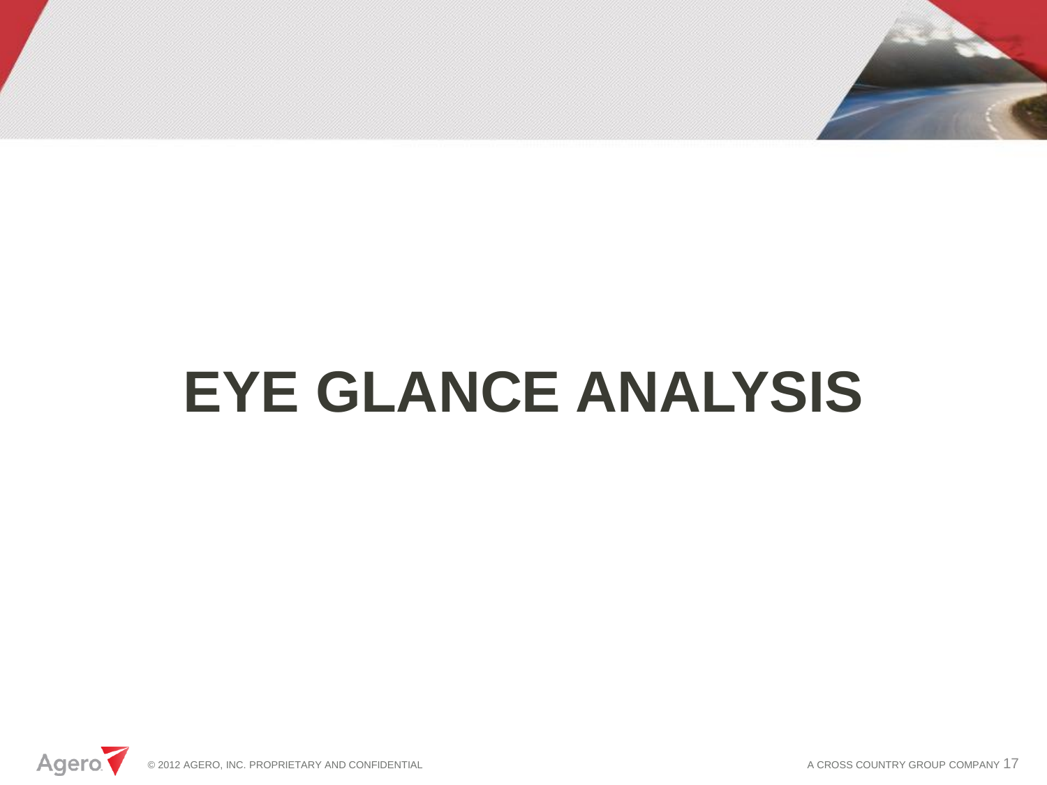# EYE GLANCE ANALYSIS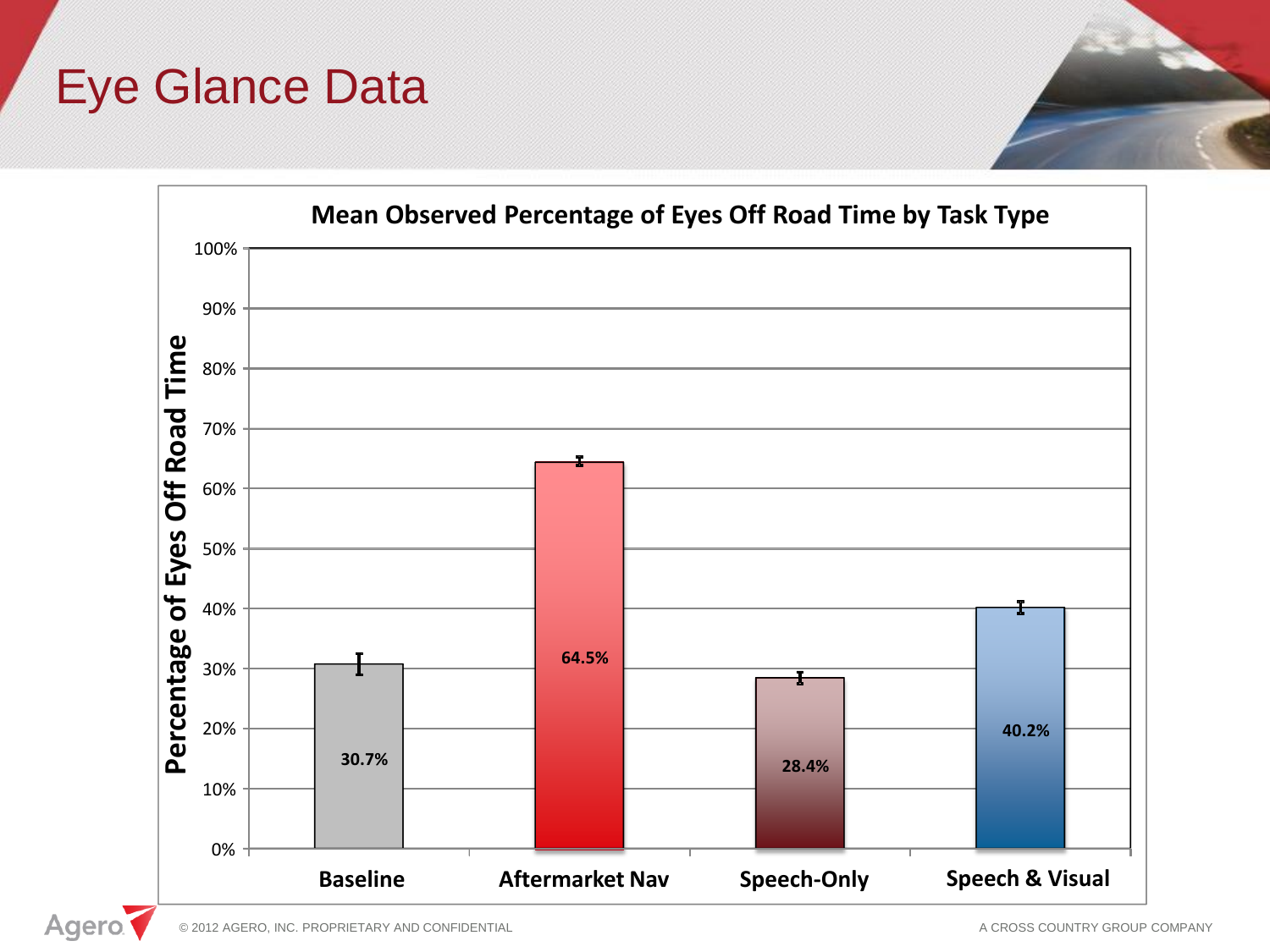# Eye Glance Data

**Mean Observed Percentage of Eyes Off Road Time by Task Type**

| Task Type | Percentage of Eyes Off Road Time |
| --- | --- |
| Baseline | 30.7% |
| Aftermarket Nav | 64.5% |
| Speech-Only | 28.4% |
| Speech & Visual | 40.2% |

© 2012 AGERO, INC. PROPRIETARY AND CONFIDENTIAL

A CROSS COUNTRY GROUP COMPANY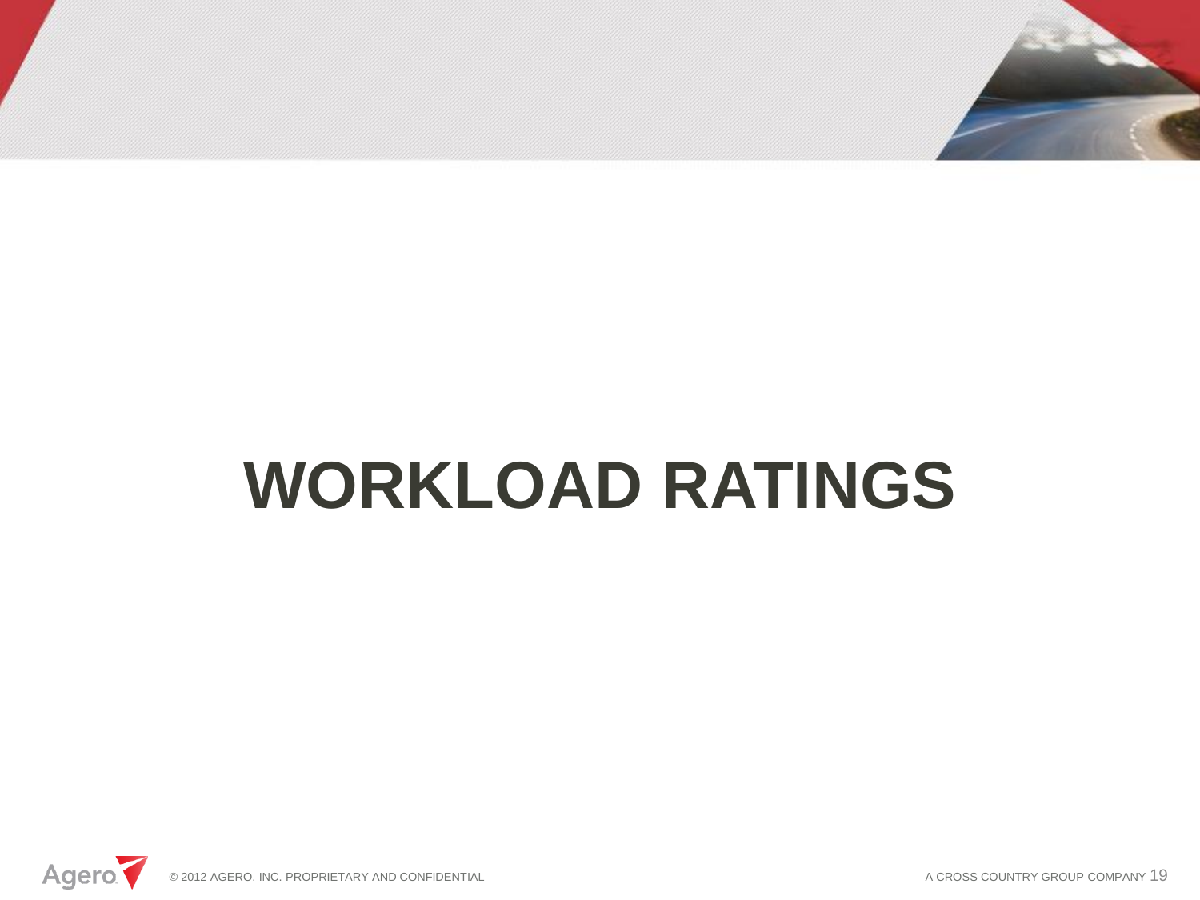# WORKLOAD RATINGS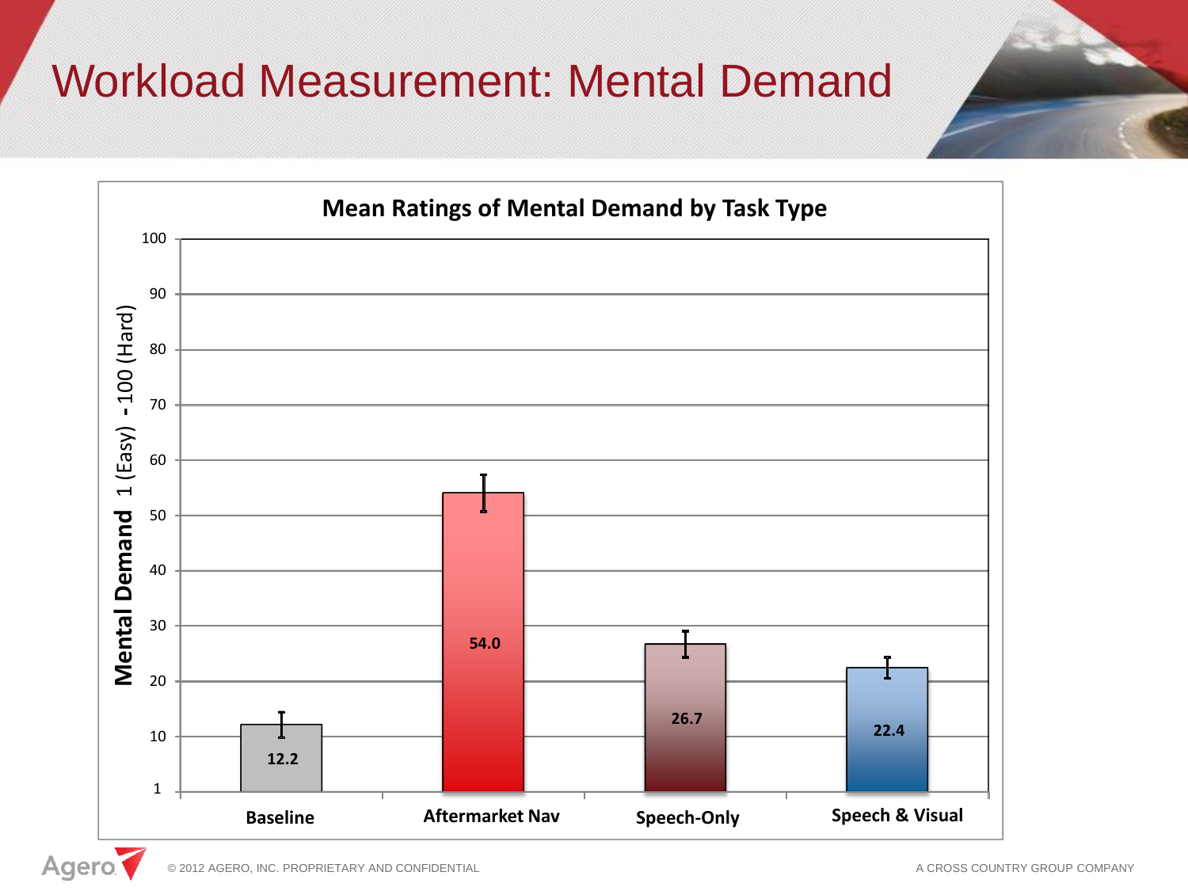# Workload Measurement: Mental Demand

**Mean Ratings of Mental Demand by Task Type**

| Task Type | Mental Demand 1 (Easy) - 100 (Hard) |
| --- | --- |
| Baseline | 12.2 |
| Aftermarket Nav | 54.0 |
| Speech-Only | 26.7 |
| Speech & Visual | 22.4 |

© 2012 AGERO, INC. PROPRIETARY AND CONFIDENTIAL

A CROSS COUNTRY GROUP COMPANY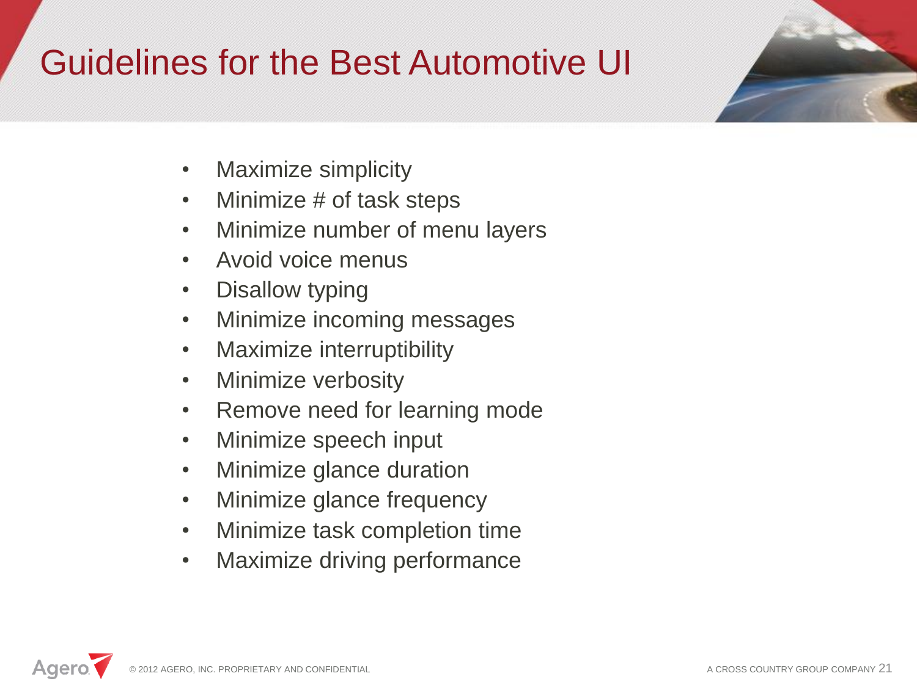# Guidelines for the Best Automotive UI

- Maximize simplicity
- Minimize # of task steps
- Minimize number of menu layers
- Avoid voice menus
- Disallow typing
- Minimize incoming messages
- Maximize interruptibility
- Minimize verbosity
- Remove need for learning mode
- Minimize speech input
- Minimize glance duration
- Minimize glance frequency
- Minimize task completion time
- Maximize driving performance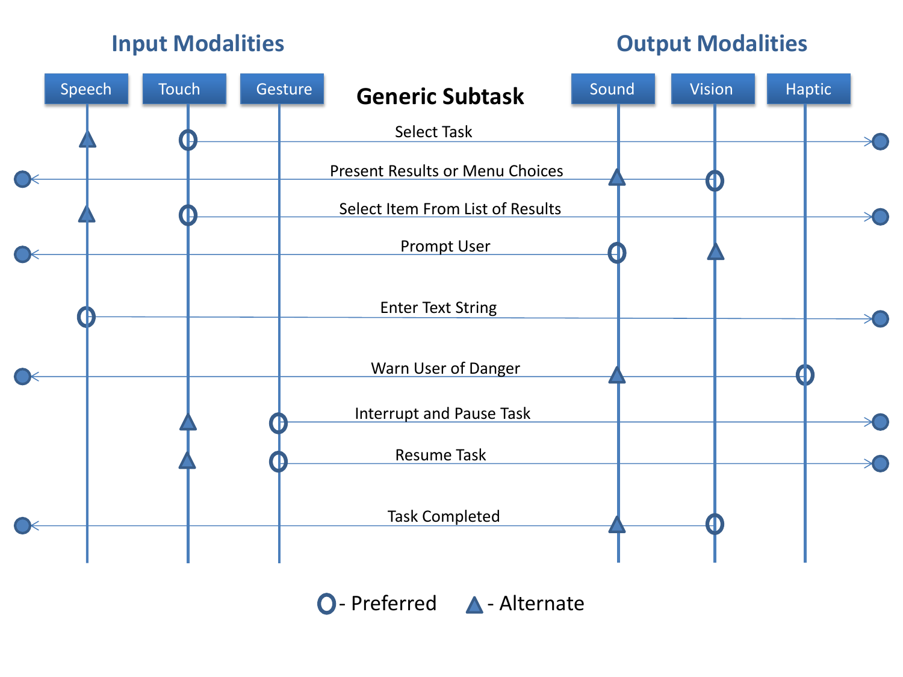## Generic Subtask

| Generic Subtask | Speech | Touch | Gesture | Sound | Vision | Haptic |
|---|---|---|---|---|---|---|
| | **Input Modalities** | | | **Output Modalities** | | |
| Select Task | ▲ | O | | | | |
| Present Results or Menu Choices | | | | ▲ | O | |
| Select Item From List of Results | ▲ | O | | | | |
| Prompt User | | | | O | ▲ | |
| Enter Text String | O | | | | | |
| Warn User of Danger | | | | ▲ | | O |
| Interrupt and Pause Task | | ▲ | O | | | |
| Resume Task | | ▲ | O | | | |
| Task Completed | | | | ▲ | O | |

O - Preferred ▲ - Alternate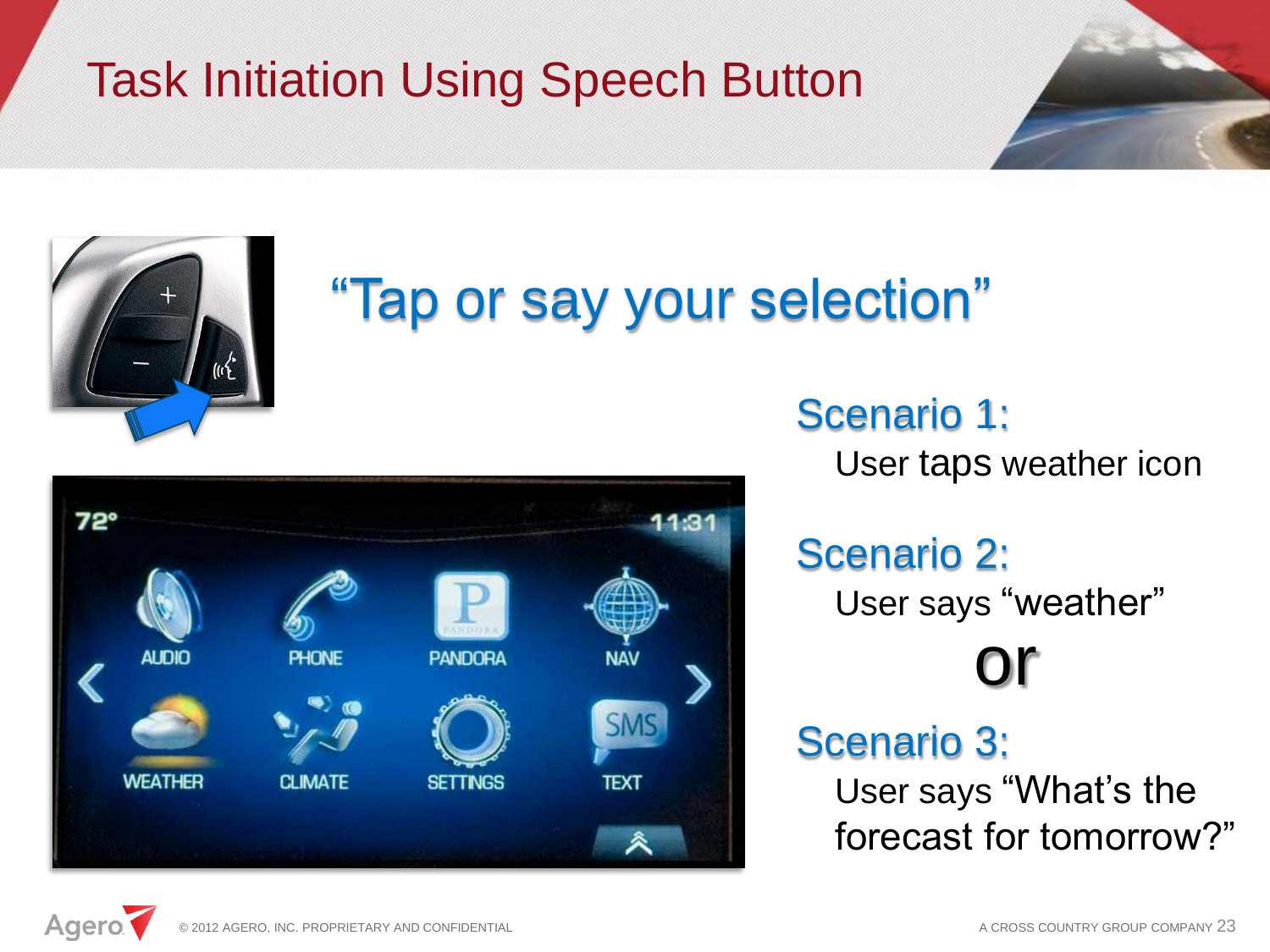# Task Initiation Using Speech Button

## "Tap or say your selection"

**Scenario 1:**

User taps weather icon

**Scenario 2:**

User says "weather"

or

**Scenario 3:**

User says "What's the forecast for tomorrow?"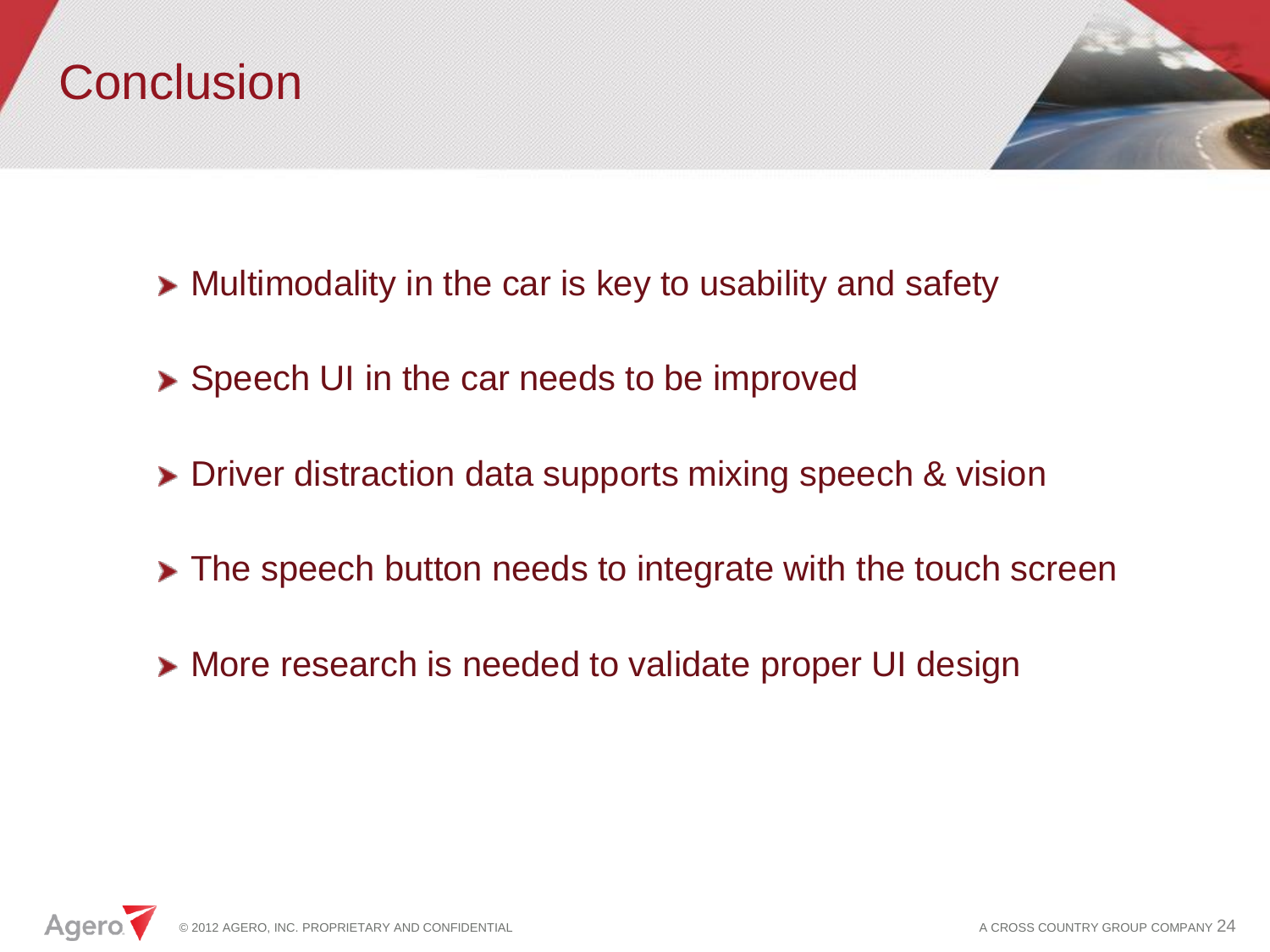# Conclusion

- Multimodality in the car is key to usability and safety
- Speech UI in the car needs to be improved
- Driver distraction data supports mixing speech & vision
- The speech button needs to integrate with the touch screen
- More research is needed to validate proper UI design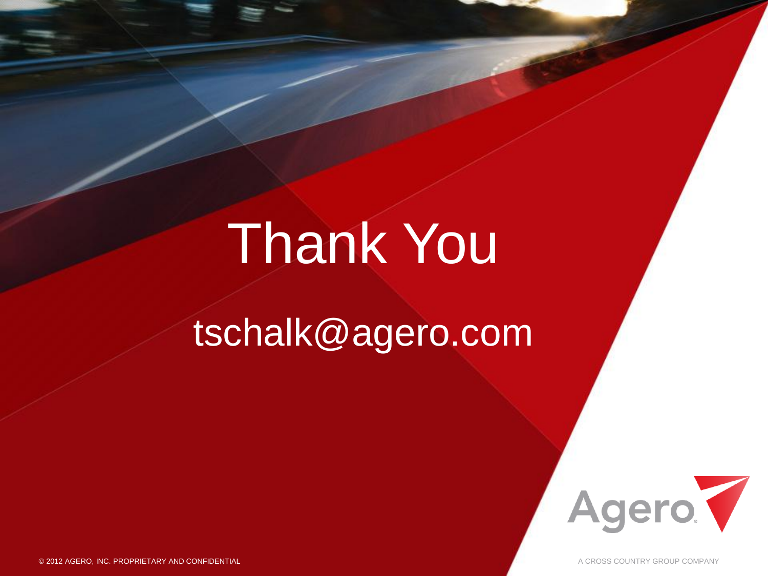# Thank You

tschalk@agero.com

Agero

© 2012 AGERO, INC. PROPRIETARY AND CONFIDENTIAL

A CROSS COUNTRY GROUP COMPANY